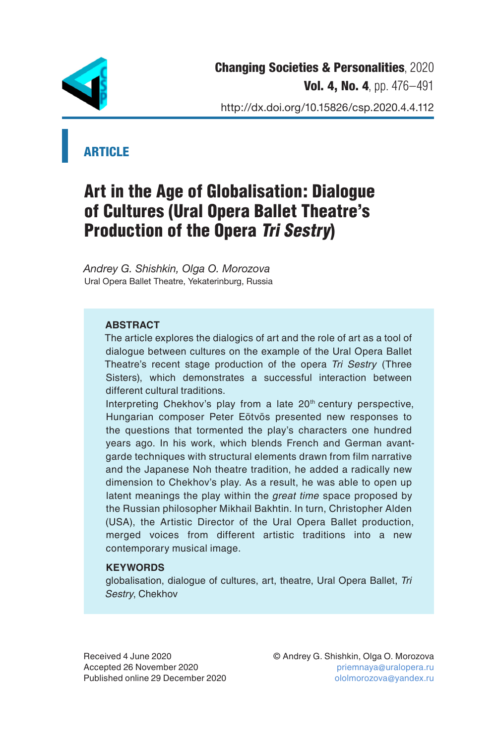**Changing Societies & Personalities**, 2020
**Vol. 4, No. 4**, pp. 476–491
http://dx.doi.org/10.15826/csp.2020.4.4.112

**ARTICLE**

# Art in the Age of Globalisation: Dialogue of Cultures (Ural Opera Ballet Theatre's Production of the Opera *Tri Sestry*)

*Andrey G. Shishkin, Olga O. Morozova*
Ural Opera Ballet Theatre, Yekaterinburg, Russia

**ABSTRACT**

The article explores the dialogics of art and the role of art as a tool of dialogue between cultures on the example of the Ural Opera Ballet Theatre's recent stage production of the opera *Tri Sestry* (Three Sisters), which demonstrates a successful interaction between different cultural traditions.

Interpreting Chekhov's play from a late 20th century perspective, Hungarian composer Peter Eötvös presented new responses to the questions that tormented the play's characters one hundred years ago. In his work, which blends French and German avant-garde techniques with structural elements drawn from film narrative and the Japanese Noh theatre tradition, he added a radically new dimension to Chekhov's play. As a result, he was able to open up latent meanings the play within the *great time* space proposed by the Russian philosopher Mikhail Bakhtin. In turn, Christopher Alden (USA), the Artistic Director of the Ural Opera Ballet production, merged voices from different artistic traditions into a new contemporary musical image.

**KEYWORDS**

globalisation, dialogue of cultures, art, theatre, Ural Opera Ballet, *Tri Sestry*, Chekhov

Received 4 June 2020
Accepted 26 November 2020
Published online 29 December 2020

© Andrey G. Shishkin, Olga O. Morozova
priemnaya@uralopera.ru
ololmorozova@yandex.ru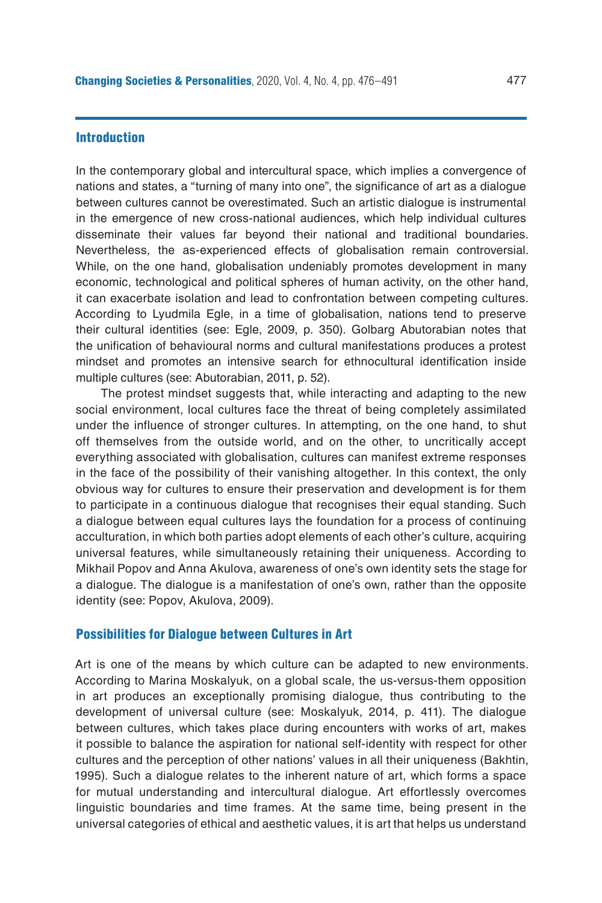## Introduction

In the contemporary global and intercultural space, which implies a convergence of nations and states, a "turning of many into one", the significance of art as a dialogue between cultures cannot be overestimated. Such an artistic dialogue is instrumental in the emergence of new cross-national audiences, which help individual cultures disseminate their values far beyond their national and traditional boundaries. Nevertheless, the as-experienced effects of globalisation remain controversial. While, on the one hand, globalisation undeniably promotes development in many economic, technological and political spheres of human activity, on the other hand, it can exacerbate isolation and lead to confrontation between competing cultures. According to Lyudmila Egle, in a time of globalisation, nations tend to preserve their cultural identities (see: Egle, 2009, p. 350). Golbarg Abutorabian notes that the unification of behavioural norms and cultural manifestations produces a protest mindset and promotes an intensive search for ethnocultural identification inside multiple cultures (see: Abutorabian, 2011, p. 52).

The protest mindset suggests that, while interacting and adapting to the new social environment, local cultures face the threat of being completely assimilated under the influence of stronger cultures. In attempting, on the one hand, to shut off themselves from the outside world, and on the other, to uncritically accept everything associated with globalisation, cultures can manifest extreme responses in the face of the possibility of their vanishing altogether. In this context, the only obvious way for cultures to ensure their preservation and development is for them to participate in a continuous dialogue that recognises their equal standing. Such a dialogue between equal cultures lays the foundation for a process of continuing acculturation, in which both parties adopt elements of each other's culture, acquiring universal features, while simultaneously retaining their uniqueness. According to Mikhail Popov and Anna Akulova, awareness of one's own identity sets the stage for a dialogue. The dialogue is a manifestation of one's own, rather than the opposite identity (see: Popov, Akulova, 2009).

## Possibilities for Dialogue between Cultures in Art

Art is one of the means by which culture can be adapted to new environments. According to Marina Moskalyuk, on a global scale, the us-versus-them opposition in art produces an exceptionally promising dialogue, thus contributing to the development of universal culture (see: Moskalyuk, 2014, p. 411). The dialogue between cultures, which takes place during encounters with works of art, makes it possible to balance the aspiration for national self-identity with respect for other cultures and the perception of other nations' values in all their uniqueness (Bakhtin, 1995). Such a dialogue relates to the inherent nature of art, which forms a space for mutual understanding and intercultural dialogue. Art effortlessly overcomes linguistic boundaries and time frames. At the same time, being present in the universal categories of ethical and aesthetic values, it is art that helps us understand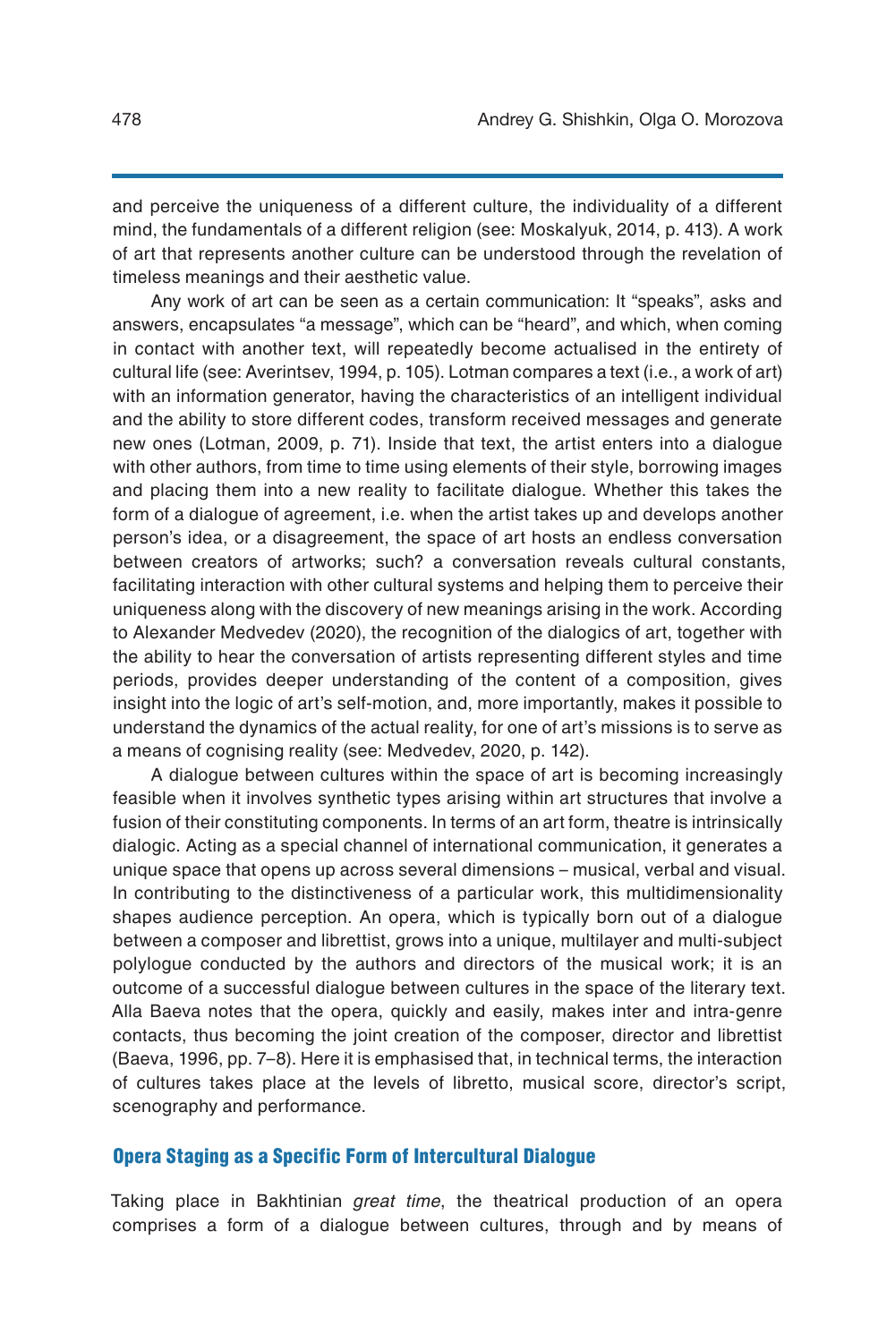and perceive the uniqueness of a different culture, the individuality of a different mind, the fundamentals of a different religion (see: Moskalyuk, 2014, p. 413). A work of art that represents another culture can be understood through the revelation of timeless meanings and their aesthetic value.

Any work of art can be seen as a certain communication: It "speaks", asks and answers, encapsulates "a message", which can be "heard", and which, when coming in contact with another text, will repeatedly become actualised in the entirety of cultural life (see: Averintsev, 1994, p. 105). Lotman compares a text (i.e., a work of art) with an information generator, having the characteristics of an intelligent individual and the ability to store different codes, transform received messages and generate new ones (Lotman, 2009, p. 71). Inside that text, the artist enters into a dialogue with other authors, from time to time using elements of their style, borrowing images and placing them into a new reality to facilitate dialogue. Whether this takes the form of a dialogue of agreement, i.e. when the artist takes up and develops another person's idea, or a disagreement, the space of art hosts an endless conversation between creators of artworks; such? a conversation reveals cultural constants, facilitating interaction with other cultural systems and helping them to perceive their uniqueness along with the discovery of new meanings arising in the work. According to Alexander Medvedev (2020), the recognition of the dialogics of art, together with the ability to hear the conversation of artists representing different styles and time periods, provides deeper understanding of the content of a composition, gives insight into the logic of art's self-motion, and, more importantly, makes it possible to understand the dynamics of the actual reality, for one of art's missions is to serve as a means of cognising reality (see: Medvedev, 2020, p. 142).

A dialogue between cultures within the space of art is becoming increasingly feasible when it involves synthetic types arising within art structures that involve a fusion of their constituting components. In terms of an art form, theatre is intrinsically dialogic. Acting as a special channel of international communication, it generates a unique space that opens up across several dimensions – musical, verbal and visual. In contributing to the distinctiveness of a particular work, this multidimensionality shapes audience perception. An opera, which is typically born out of a dialogue between a composer and librettist, grows into a unique, multilayer and multi-subject polylogue conducted by the authors and directors of the musical work; it is an outcome of a successful dialogue between cultures in the space of the literary text. Alla Baeva notes that the opera, quickly and easily, makes inter and intra-genre contacts, thus becoming the joint creation of the composer, director and librettist (Baeva, 1996, pp. 7–8). Here it is emphasised that, in technical terms, the interaction of cultures takes place at the levels of libretto, musical score, director's script, scenography and performance.

## Opera Staging as a Specific Form of Intercultural Dialogue

Taking place in Bakhtinian *great time*, the theatrical production of an opera comprises a form of a dialogue between cultures, through and by means of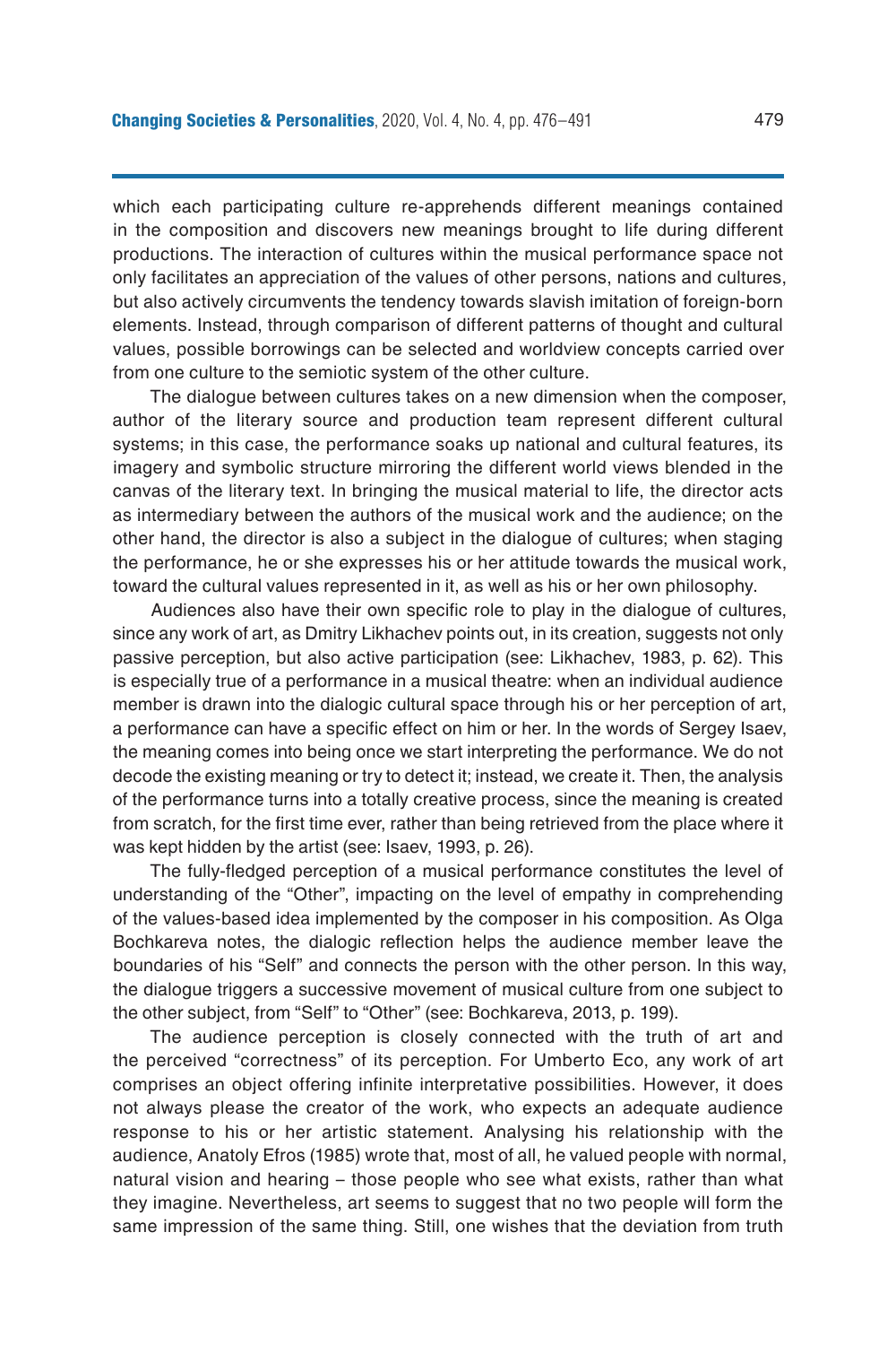which each participating culture re-apprehends different meanings contained in the composition and discovers new meanings brought to life during different productions. The interaction of cultures within the musical performance space not only facilitates an appreciation of the values of other persons, nations and cultures, but also actively circumvents the tendency towards slavish imitation of foreign-born elements. Instead, through comparison of different patterns of thought and cultural values, possible borrowings can be selected and worldview concepts carried over from one culture to the semiotic system of the other culture.

The dialogue between cultures takes on a new dimension when the composer, author of the literary source and production team represent different cultural systems; in this case, the performance soaks up national and cultural features, its imagery and symbolic structure mirroring the different world views blended in the canvas of the literary text. In bringing the musical material to life, the director acts as intermediary between the authors of the musical work and the audience; on the other hand, the director is also a subject in the dialogue of cultures; when staging the performance, he or she expresses his or her attitude towards the musical work, toward the cultural values represented in it, as well as his or her own philosophy.

Audiences also have their own specific role to play in the dialogue of cultures, since any work of art, as Dmitry Likhachev points out, in its creation, suggests not only passive perception, but also active participation (see: Likhachev, 1983, p. 62). This is especially true of a performance in a musical theatre: when an individual audience member is drawn into the dialogic cultural space through his or her perception of art, a performance can have a specific effect on him or her. In the words of Sergey Isaev, the meaning comes into being once we start interpreting the performance. We do not decode the existing meaning or try to detect it; instead, we create it. Then, the analysis of the performance turns into a totally creative process, since the meaning is created from scratch, for the first time ever, rather than being retrieved from the place where it was kept hidden by the artist (see: Isaev, 1993, p. 26).

The fully-fledged perception of a musical performance constitutes the level of understanding of the "Other", impacting on the level of empathy in comprehending of the values-based idea implemented by the composer in his composition. As Olga Bochkareva notes, the dialogic reflection helps the audience member leave the boundaries of his "Self" and connects the person with the other person. In this way, the dialogue triggers a successive movement of musical culture from one subject to the other subject, from "Self" to "Other" (see: Bochkareva, 2013, p. 199).

The audience perception is closely connected with the truth of art and the perceived "correctness" of its perception. For Umberto Eco, any work of art comprises an object offering infinite interpretative possibilities. However, it does not always please the creator of the work, who expects an adequate audience response to his or her artistic statement. Analysing his relationship with the audience, Anatoly Efros (1985) wrote that, most of all, he valued people with normal, natural vision and hearing – those people who see what exists, rather than what they imagine. Nevertheless, art seems to suggest that no two people will form the same impression of the same thing. Still, one wishes that the deviation from truth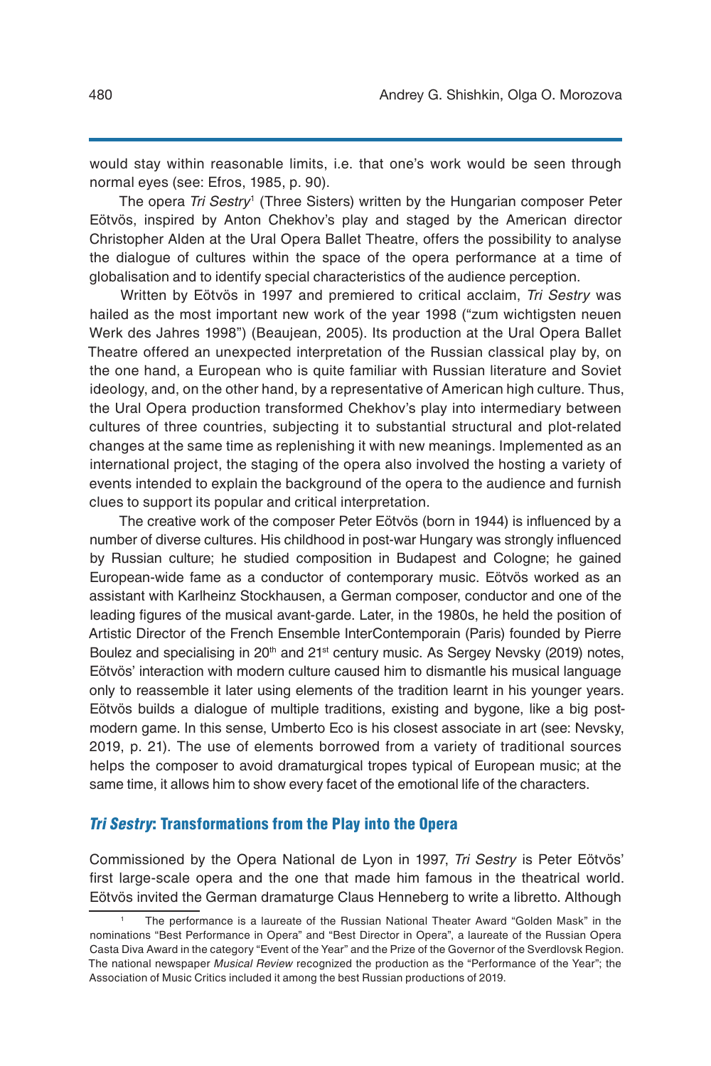would stay within reasonable limits, i.e. that one's work would be seen through normal eyes (see: Efros, 1985, p. 90).

The opera *Tri Sestry*[1] (Three Sisters) written by the Hungarian composer Peter Eötvös, inspired by Anton Chekhov's play and staged by the American director Christopher Alden at the Ural Opera Ballet Theatre, offers the possibility to analyse the dialogue of cultures within the space of the opera performance at a time of globalisation and to identify special characteristics of the audience perception.

Written by Eötvös in 1997 and premiered to critical acclaim, *Tri Sestry* was hailed as the most important new work of the year 1998 ("zum wichtigsten neuen Werk des Jahres 1998") (Beaujean, 2005). Its production at the Ural Opera Ballet Theatre offered an unexpected interpretation of the Russian classical play by, on the one hand, a European who is quite familiar with Russian literature and Soviet ideology, and, on the other hand, by a representative of American high culture. Thus, the Ural Opera production transformed Chekhov's play into intermediary between cultures of three countries, subjecting it to substantial structural and plot-related changes at the same time as replenishing it with new meanings. Implemented as an international project, the staging of the opera also involved the hosting a variety of events intended to explain the background of the opera to the audience and furnish clues to support its popular and critical interpretation.

The creative work of the composer Peter Eötvös (born in 1944) is influenced by a number of diverse cultures. His childhood in post-war Hungary was strongly influenced by Russian culture; he studied composition in Budapest and Cologne; he gained European-wide fame as a conductor of contemporary music. Eötvös worked as an assistant with Karlheinz Stockhausen, a German composer, conductor and one of the leading figures of the musical avant-garde. Later, in the 1980s, he held the position of Artistic Director of the French Ensemble InterContemporain (Paris) founded by Pierre Boulez and specialising in 20th and 21st century music. As Sergey Nevsky (2019) notes, Eötvös' interaction with modern culture caused him to dismantle his musical language only to reassemble it later using elements of the tradition learnt in his younger years. Eötvös builds a dialogue of multiple traditions, existing and bygone, like a big post-modern game. In this sense, Umberto Eco is his closest associate in art (see: Nevsky, 2019, p. 21). The use of elements borrowed from a variety of traditional sources helps the composer to avoid dramaturgical tropes typical of European music; at the same time, it allows him to show every facet of the emotional life of the characters.

## *Tri Sestry*: Transformations from the Play into the Opera

Commissioned by the Opera National de Lyon in 1997, *Tri Sestry* is Peter Eötvös' first large-scale opera and the one that made him famous in the theatrical world. Eötvös invited the German dramaturge Claus Henneberg to write a libretto. Although

[1] The performance is a laureate of the Russian National Theater Award "Golden Mask" in the nominations "Best Performance in Opera" and "Best Director in Opera", a laureate of the Russian Opera Casta Diva Award in the category "Event of the Year" and the Prize of the Governor of the Sverdlovsk Region. The national newspaper *Musical Review* recognized the production as the "Performance of the Year"; the Association of Music Critics included it among the best Russian productions of 2019.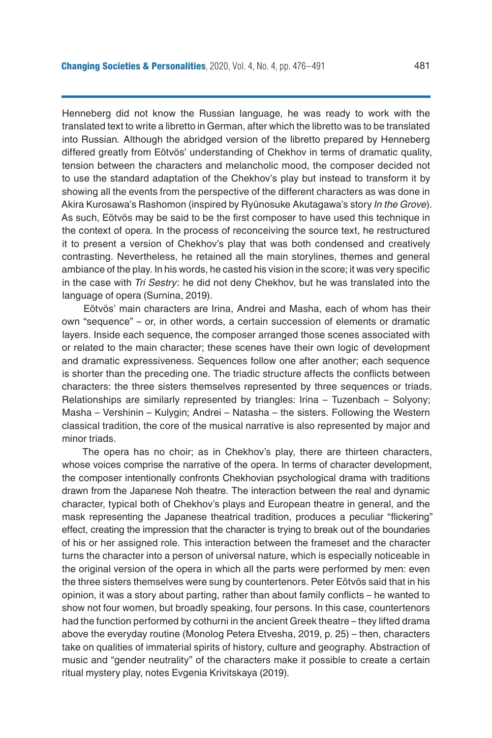Henneberg did not know the Russian language, he was ready to work with the translated text to write a libretto in German, after which the libretto was to be translated into Russian. Although the abridged version of the libretto prepared by Henneberg differed greatly from Eötvös' understanding of Chekhov in terms of dramatic quality, tension between the characters and melancholic mood, the composer decided not to use the standard adaptation of the Chekhov's play but instead to transform it by showing all the events from the perspective of the different characters as was done in Akira Kurosawa's Rashomon (inspired by Ryūnosuke Akutagawa's story *In the Grove*). As such, Eötvös may be said to be the first composer to have used this technique in the context of opera. In the process of reconceiving the source text, he restructured it to present a version of Chekhov's play that was both condensed and creatively contrasting. Nevertheless, he retained all the main storylines, themes and general ambiance of the play. In his words, he casted his vision in the score; it was very specific in the case with *Tri Sestry*: he did not deny Chekhov, but he was translated into the language of opera (Surnina, 2019).

Eötvös' main characters are Irina, Andrei and Masha, each of whom has their own "sequence" – or, in other words, a certain succession of elements or dramatic layers. Inside each sequence, the composer arranged those scenes associated with or related to the main character; these scenes have their own logic of development and dramatic expressiveness. Sequences follow one after another; each sequence is shorter than the preceding one. The triadic structure affects the conflicts between characters: the three sisters themselves represented by three sequences or triads. Relationships are similarly represented by triangles: Irina – Tuzenbach – Solyony; Masha – Vershinin – Kulygin; Andrei – Natasha – the sisters. Following the Western classical tradition, the core of the musical narrative is also represented by major and minor triads.

The opera has no choir; as in Chekhov's play, there are thirteen characters, whose voices comprise the narrative of the opera. In terms of character development, the composer intentionally confronts Chekhovian psychological drama with traditions drawn from the Japanese Noh theatre. The interaction between the real and dynamic character, typical both of Chekhov's plays and European theatre in general, and the mask representing the Japanese theatrical tradition, produces a peculiar "flickering" effect, creating the impression that the character is trying to break out of the boundaries of his or her assigned role. This interaction between the frameset and the character turns the character into a person of universal nature, which is especially noticeable in the original version of the opera in which all the parts were performed by men: even the three sisters themselves were sung by countertenors. Peter Eötvös said that in his opinion, it was a story about parting, rather than about family conflicts – he wanted to show not four women, but broadly speaking, four persons. In this case, countertenors had the function performed by cothurni in the ancient Greek theatre – they lifted drama above the everyday routine (Monolog Petera Etvesha, 2019, p. 25) – then, characters take on qualities of immaterial spirits of history, culture and geography. Abstraction of music and "gender neutrality" of the characters make it possible to create a certain ritual mystery play, notes Evgenia Krivitskaya (2019).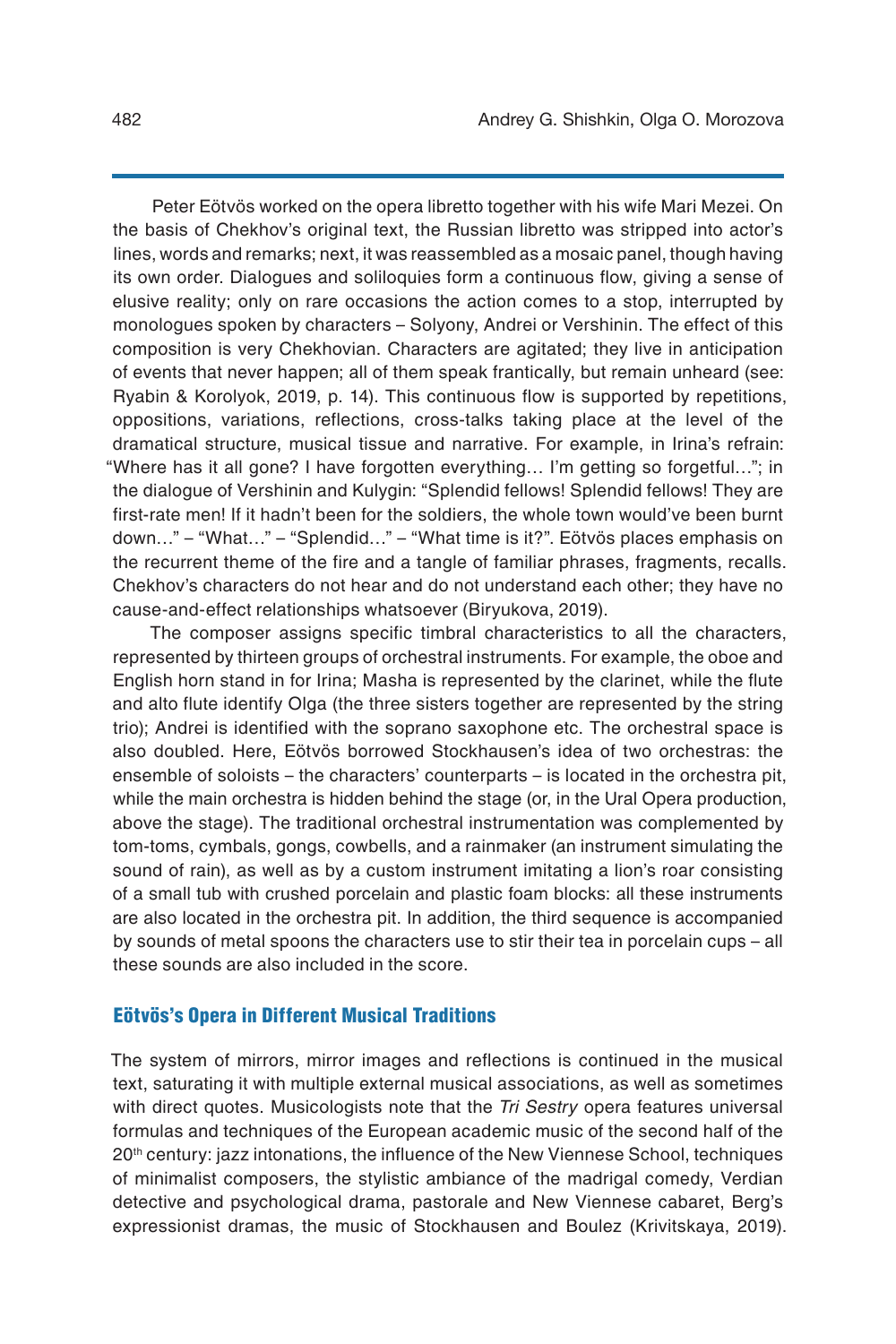Peter Eötvös worked on the opera libretto together with his wife Mari Mezei. On the basis of Chekhov's original text, the Russian libretto was stripped into actor's lines, words and remarks; next, it was reassembled as a mosaic panel, though having its own order. Dialogues and soliloquies form a continuous flow, giving a sense of elusive reality; only on rare occasions the action comes to a stop, interrupted by monologues spoken by characters – Solyony, Andrei or Vershinin. The effect of this composition is very Chekhovian. Characters are agitated; they live in anticipation of events that never happen; all of them speak frantically, but remain unheard (see: Ryabin & Korolyok, 2019, p. 14). This continuous flow is supported by repetitions, oppositions, variations, reflections, cross-talks taking place at the level of the dramatical structure, musical tissue and narrative. For example, in Irina's refrain: "Where has it all gone? I have forgotten everything… I'm getting so forgetful…"; in the dialogue of Vershinin and Kulygin: "Splendid fellows! Splendid fellows! They are first-rate men! If it hadn't been for the soldiers, the whole town would've been burnt down…" – "What…" – "Splendid…" – "What time is it?". Eötvös places emphasis on the recurrent theme of the fire and a tangle of familiar phrases, fragments, recalls. Chekhov's characters do not hear and do not understand each other; they have no cause-and-effect relationships whatsoever (Biryukova, 2019).

The composer assigns specific timbral characteristics to all the characters, represented by thirteen groups of orchestral instruments. For example, the oboe and English horn stand in for Irina; Masha is represented by the clarinet, while the flute and alto flute identify Olga (the three sisters together are represented by the string trio); Andrei is identified with the soprano saxophone etc. The orchestral space is also doubled. Here, Eötvös borrowed Stockhausen's idea of two orchestras: the ensemble of soloists – the characters' counterparts – is located in the orchestra pit, while the main orchestra is hidden behind the stage (or, in the Ural Opera production, above the stage). The traditional orchestral instrumentation was complemented by tom-toms, cymbals, gongs, cowbells, and a rainmaker (an instrument simulating the sound of rain), as well as by a custom instrument imitating a lion's roar consisting of a small tub with crushed porcelain and plastic foam blocks: all these instruments are also located in the orchestra pit. In addition, the third sequence is accompanied by sounds of metal spoons the characters use to stir their tea in porcelain cups – all these sounds are also included in the score.

## Eötvös's Opera in Different Musical Traditions

The system of mirrors, mirror images and reflections is continued in the musical text, saturating it with multiple external musical associations, as well as sometimes with direct quotes. Musicologists note that the *Tri Sestry* opera features universal formulas and techniques of the European academic music of the second half of the 20th century: jazz intonations, the influence of the New Viennese School, techniques of minimalist composers, the stylistic ambiance of the madrigal comedy, Verdian detective and psychological drama, pastorale and New Viennese cabaret, Berg's expressionist dramas, the music of Stockhausen and Boulez (Krivitskaya, 2019).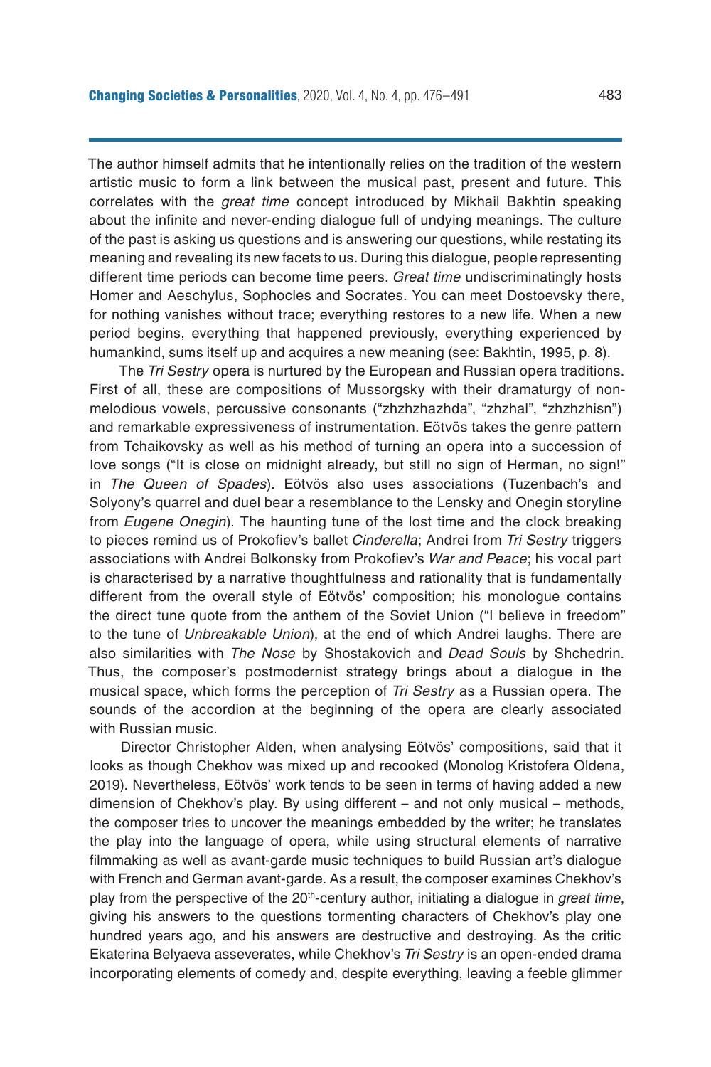The author himself admits that he intentionally relies on the tradition of the western artistic music to form a link between the musical past, present and future. This correlates with the *great time* concept introduced by Mikhail Bakhtin speaking about the infinite and never-ending dialogue full of undying meanings. The culture of the past is asking us questions and is answering our questions, while restating its meaning and revealing its new facets to us. During this dialogue, people representing different time periods can become time peers. *Great time* undiscriminatingly hosts Homer and Aeschylus, Sophocles and Socrates. You can meet Dostoevsky there, for nothing vanishes without trace; everything restores to a new life. When a new period begins, everything that happened previously, everything experienced by humankind, sums itself up and acquires a new meaning (see: Bakhtin, 1995, p. 8).

The *Tri Sestry* opera is nurtured by the European and Russian opera traditions. First of all, these are compositions of Mussorgsky with their dramaturgy of non-melodious vowels, percussive consonants ("zhzhzhazhda", "zhzhal", "zhzhzhisn") and remarkable expressiveness of instrumentation. Eötvös takes the genre pattern from Tchaikovsky as well as his method of turning an opera into a succession of love songs ("It is close on midnight already, but still no sign of Herman, no sign!" in *The Queen of Spades*). Eötvös also uses associations (Tuzenbach's and Solyony's quarrel and duel bear a resemblance to the Lensky and Onegin storyline from *Eugene Onegin*). The haunting tune of the lost time and the clock breaking to pieces remind us of Prokofiev's ballet *Cinderella*; Andrei from *Tri Sestry* triggers associations with Andrei Bolkonsky from Prokofiev's *War and Peace*; his vocal part is characterised by a narrative thoughtfulness and rationality that is fundamentally different from the overall style of Eötvös' composition; his monologue contains the direct tune quote from the anthem of the Soviet Union ("I believe in freedom" to the tune of *Unbreakable Union*), at the end of which Andrei laughs. There are also similarities with *The Nose* by Shostakovich and *Dead Souls* by Shchedrin. Thus, the composer's postmodernist strategy brings about a dialogue in the musical space, which forms the perception of *Tri Sestry* as a Russian opera. The sounds of the accordion at the beginning of the opera are clearly associated with Russian music.

Director Christopher Alden, when analysing Eötvös' compositions, said that it looks as though Chekhov was mixed up and recooked (Monolog Kristofera Oldena, 2019). Nevertheless, Eötvös' work tends to be seen in terms of having added a new dimension of Chekhov's play. By using different – and not only musical – methods, the composer tries to uncover the meanings embedded by the writer; he translates the play into the language of opera, while using structural elements of narrative filmmaking as well as avant-garde music techniques to build Russian art's dialogue with French and German avant-garde. As a result, the composer examines Chekhov's play from the perspective of the 20th-century author, initiating a dialogue in *great time*, giving his answers to the questions tormenting characters of Chekhov's play one hundred years ago, and his answers are destructive and destroying. As the critic Ekaterina Belyaeva asseverates, while Chekhov's *Tri Sestry* is an open-ended drama incorporating elements of comedy and, despite everything, leaving a feeble glimmer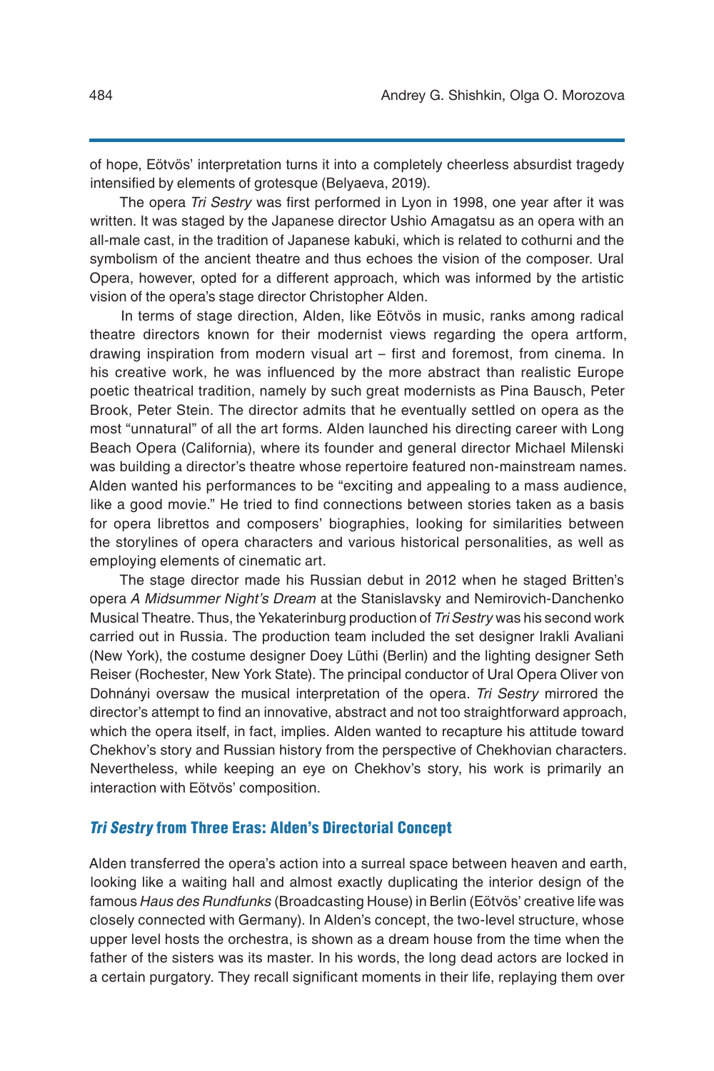of hope, Eötvös' interpretation turns it into a completely cheerless absurdist tragedy intensified by elements of grotesque (Belyaeva, 2019).

The opera *Tri Sestry* was first performed in Lyon in 1998, one year after it was written. It was staged by the Japanese director Ushio Amagatsu as an opera with an all-male cast, in the tradition of Japanese kabuki, which is related to cothurni and the symbolism of the ancient theatre and thus echoes the vision of the composer. Ural Opera, however, opted for a different approach, which was informed by the artistic vision of the opera's stage director Christopher Alden.

In terms of stage direction, Alden, like Eötvös in music, ranks among radical theatre directors known for their modernist views regarding the opera artform, drawing inspiration from modern visual art – first and foremost, from cinema. In his creative work, he was influenced by the more abstract than realistic Europe poetic theatrical tradition, namely by such great modernists as Pina Bausch, Peter Brook, Peter Stein. The director admits that he eventually settled on opera as the most "unnatural" of all the art forms. Alden launched his directing career with Long Beach Opera (California), where its founder and general director Michael Milenski was building a director's theatre whose repertoire featured non-mainstream names. Alden wanted his performances to be "exciting and appealing to a mass audience, like a good movie." He tried to find connections between stories taken as a basis for opera librettos and composers' biographies, looking for similarities between the storylines of opera characters and various historical personalities, as well as employing elements of cinematic art.

The stage director made his Russian debut in 2012 when he staged Britten's opera *A Midsummer Night's Dream* at the Stanislavsky and Nemirovich-Danchenko Musical Theatre. Thus, the Yekaterinburg production of *Tri Sestry* was his second work carried out in Russia. The production team included the set designer Irakli Avaliani (New York), the costume designer Doey Lüthi (Berlin) and the lighting designer Seth Reiser (Rochester, New York State). The principal conductor of Ural Opera Oliver von Dohnányi oversaw the musical interpretation of the opera. *Tri Sestry* mirrored the director's attempt to find an innovative, abstract and not too straightforward approach, which the opera itself, in fact, implies. Alden wanted to recapture his attitude toward Chekhov's story and Russian history from the perspective of Chekhovian characters. Nevertheless, while keeping an eye on Chekhov's story, his work is primarily an interaction with Eötvös' composition.

## *Tri Sestry* from Three Eras: Alden's Directorial Concept

Alden transferred the opera's action into a surreal space between heaven and earth, looking like a waiting hall and almost exactly duplicating the interior design of the famous *Haus des Rundfunks* (Broadcasting House) in Berlin (Eötvös' creative life was closely connected with Germany). In Alden's concept, the two-level structure, whose upper level hosts the orchestra, is shown as a dream house from the time when the father of the sisters was its master. In his words, the long dead actors are locked in a certain purgatory. They recall significant moments in their life, replaying them over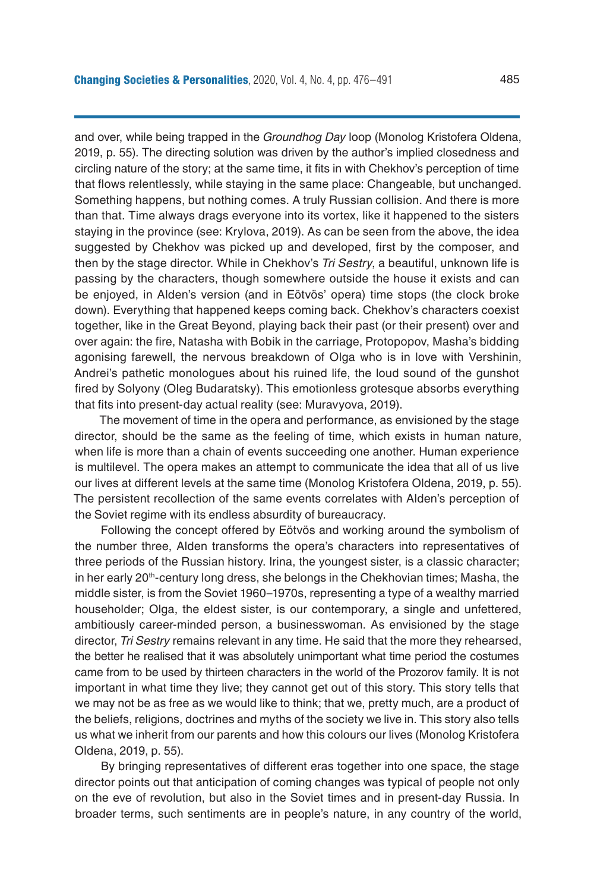and over, while being trapped in the *Groundhog Day* loop (Monolog Kristofera Oldena, 2019, p. 55). The directing solution was driven by the author's implied closedness and circling nature of the story; at the same time, it fits in with Chekhov's perception of time that flows relentlessly, while staying in the same place: Changeable, but unchanged. Something happens, but nothing comes. A truly Russian collision. And there is more than that. Time always drags everyone into its vortex, like it happened to the sisters staying in the province (see: Krylova, 2019). As can be seen from the above, the idea suggested by Chekhov was picked up and developed, first by the composer, and then by the stage director. While in Chekhov's *Tri Sestry*, a beautiful, unknown life is passing by the characters, though somewhere outside the house it exists and can be enjoyed, in Alden's version (and in Eötvös' opera) time stops (the clock broke down). Everything that happened keeps coming back. Chekhov's characters coexist together, like in the Great Beyond, playing back their past (or their present) over and over again: the fire, Natasha with Bobik in the carriage, Protopopov, Masha's bidding agonising farewell, the nervous breakdown of Olga who is in love with Vershinin, Andrei's pathetic monologues about his ruined life, the loud sound of the gunshot fired by Solyony (Oleg Budaratsky). This emotionless grotesque absorbs everything that fits into present-day actual reality (see: Muravyova, 2019).

The movement of time in the opera and performance, as envisioned by the stage director, should be the same as the feeling of time, which exists in human nature, when life is more than a chain of events succeeding one another. Human experience is multilevel. The opera makes an attempt to communicate the idea that all of us live our lives at different levels at the same time (Monolog Kristofera Oldena, 2019, p. 55). The persistent recollection of the same events correlates with Alden's perception of the Soviet regime with its endless absurdity of bureaucracy.

Following the concept offered by Eötvös and working around the symbolism of the number three, Alden transforms the opera's characters into representatives of three periods of the Russian history. Irina, the youngest sister, is a classic character; in her early 20th-century long dress, she belongs in the Chekhovian times; Masha, the middle sister, is from the Soviet 1960–1970s, representing a type of a wealthy married householder; Olga, the eldest sister, is our contemporary, a single and unfettered, ambitiously career-minded person, a businesswoman. As envisioned by the stage director, *Tri Sestry* remains relevant in any time. He said that the more they rehearsed, the better he realised that it was absolutely unimportant what time period the costumes came from to be used by thirteen characters in the world of the Prozorov family. It is not important in what time they live; they cannot get out of this story. This story tells that we may not be as free as we would like to think; that we, pretty much, are a product of the beliefs, religions, doctrines and myths of the society we live in. This story also tells us what we inherit from our parents and how this colours our lives (Monolog Kristofera Oldena, 2019, p. 55).

By bringing representatives of different eras together into one space, the stage director points out that anticipation of coming changes was typical of people not only on the eve of revolution, but also in the Soviet times and in present-day Russia. In broader terms, such sentiments are in people's nature, in any country of the world,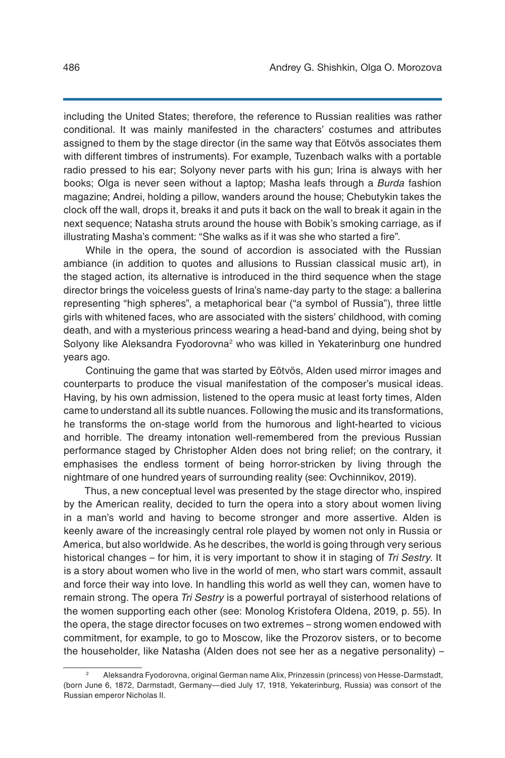including the United States; therefore, the reference to Russian realities was rather conditional. It was mainly manifested in the characters' costumes and attributes assigned to them by the stage director (in the same way that Eötvös associates them with different timbres of instruments). For example, Tuzenbach walks with a portable radio pressed to his ear; Solyony never parts with his gun; Irina is always with her books; Olga is never seen without a laptop; Masha leafs through a *Burda* fashion magazine; Andrei, holding a pillow, wanders around the house; Chebutykin takes the clock off the wall, drops it, breaks it and puts it back on the wall to break it again in the next sequence; Natasha struts around the house with Bobik's smoking carriage, as if illustrating Masha's comment: "She walks as if it was she who started a fire".

While in the opera, the sound of accordion is associated with the Russian ambiance (in addition to quotes and allusions to Russian classical music art), in the staged action, its alternative is introduced in the third sequence when the stage director brings the voiceless guests of Irina's name-day party to the stage: a ballerina representing "high spheres", a metaphorical bear ("a symbol of Russia"), three little girls with whitened faces, who are associated with the sisters' childhood, with coming death, and with a mysterious princess wearing a head-band and dying, being shot by Solyony like Aleksandra Fyodorovna[2] who was killed in Yekaterinburg one hundred years ago.

Continuing the game that was started by Eötvös, Alden used mirror images and counterparts to produce the visual manifestation of the composer's musical ideas. Having, by his own admission, listened to the opera music at least forty times, Alden came to understand all its subtle nuances. Following the music and its transformations, he transforms the on-stage world from the humorous and light-hearted to vicious and horrible. The dreamy intonation well-remembered from the previous Russian performance staged by Christopher Alden does not bring relief; on the contrary, it emphasises the endless torment of being horror-stricken by living through the nightmare of one hundred years of surrounding reality (see: Ovchinnikov, 2019).

Thus, a new conceptual level was presented by the stage director who, inspired by the American reality, decided to turn the opera into a story about women living in a man's world and having to become stronger and more assertive. Alden is keenly aware of the increasingly central role played by women not only in Russia or America, but also worldwide. As he describes, the world is going through very serious historical changes – for him, it is very important to show it in staging of *Tri Sestry*. It is a story about women who live in the world of men, who start wars commit, assault and force their way into love. In handling this world as well they can, women have to remain strong. The opera *Tri Sestry* is a powerful portrayal of sisterhood relations of the women supporting each other (see: Monolog Kristofera Oldena, 2019, p. 55). In the opera, the stage director focuses on two extremes – strong women endowed with commitment, for example, to go to Moscow, like the Prozorov sisters, or to become the householder, like Natasha (Alden does not see her as a negative personality) –

[2] Aleksandra Fyodorovna, original German name Alix, Prinzessin (princess) von Hesse-Darmstadt, (born June 6, 1872, Darmstadt, Germany—died July 17, 1918, Yekaterinburg, Russia) was consort of the Russian emperor Nicholas II.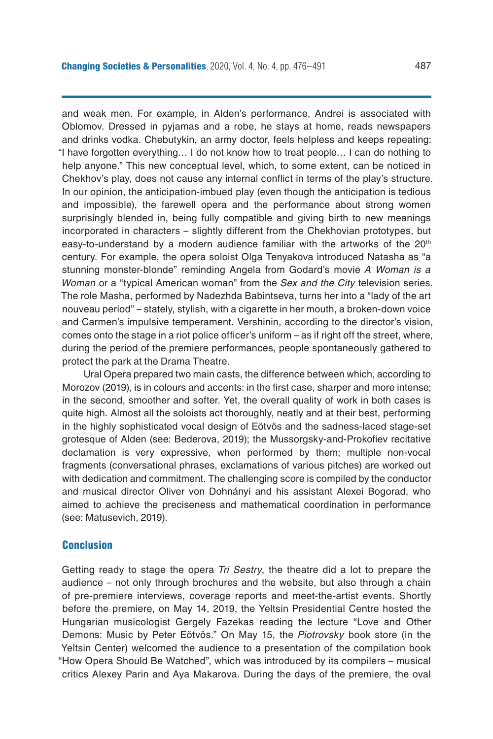and weak men. For example, in Alden's performance, Andrei is associated with Oblomov. Dressed in pyjamas and a robe, he stays at home, reads newspapers and drinks vodka. Chebutykin, an army doctor, feels helpless and keeps repeating: "I have forgotten everything… I do not know how to treat people… I can do nothing to help anyone." This new conceptual level, which, to some extent, can be noticed in Chekhov's play, does not cause any internal conflict in terms of the play's structure. In our opinion, the anticipation-imbued play (even though the anticipation is tedious and impossible), the farewell opera and the performance about strong women surprisingly blended in, being fully compatible and giving birth to new meanings incorporated in characters – slightly different from the Chekhovian prototypes, but easy-to-understand by a modern audience familiar with the artworks of the 20th century. For example, the opera soloist Olga Tenyakova introduced Natasha as "a stunning monster-blonde" reminding Angela from Godard's movie *A Woman is a Woman* or a "typical American woman" from the *Sex and the City* television series. The role Masha, performed by Nadezhda Babintseva, turns her into a "lady of the art nouveau period" – stately, stylish, with a cigarette in her mouth, a broken-down voice and Carmen's impulsive temperament. Vershinin, according to the director's vision, comes onto the stage in a riot police officer's uniform – as if right off the street, where, during the period of the premiere performances, people spontaneously gathered to protect the park at the Drama Theatre.

Ural Opera prepared two main casts, the difference between which, according to Morozov (2019), is in colours and accents: in the first case, sharper and more intense; in the second, smoother and softer. Yet, the overall quality of work in both cases is quite high. Almost all the soloists act thoroughly, neatly and at their best, performing in the highly sophisticated vocal design of Eötvös and the sadness-laced stage-set grotesque of Alden (see: Bederova, 2019); the Mussorgsky-and-Prokofiev recitative declamation is very expressive, when performed by them; multiple non-vocal fragments (conversational phrases, exclamations of various pitches) are worked out with dedication and commitment. The challenging score is compiled by the conductor and musical director Oliver von Dohnányi and his assistant Alexei Bogorad, who aimed to achieve the preciseness and mathematical coordination in performance (see: Matusevich, 2019).

## Conclusion

Getting ready to stage the opera *Tri Sestry*, the theatre did a lot to prepare the audience – not only through brochures and the website, but also through a chain of pre-premiere interviews, coverage reports and meet-the-artist events. Shortly before the premiere, on May 14, 2019, the Yeltsin Presidential Centre hosted the Hungarian musicologist Gergely Fazekas reading the lecture "Love and Other Demons: Music by Peter Eötvös." On May 15, the *Piotrovsky* book store (in the Yeltsin Center) welcomed the audience to a presentation of the compilation book "How Opera Should Be Watched", which was introduced by its compilers – musical critics Alexey Parin and Aya Makarova. During the days of the premiere, the oval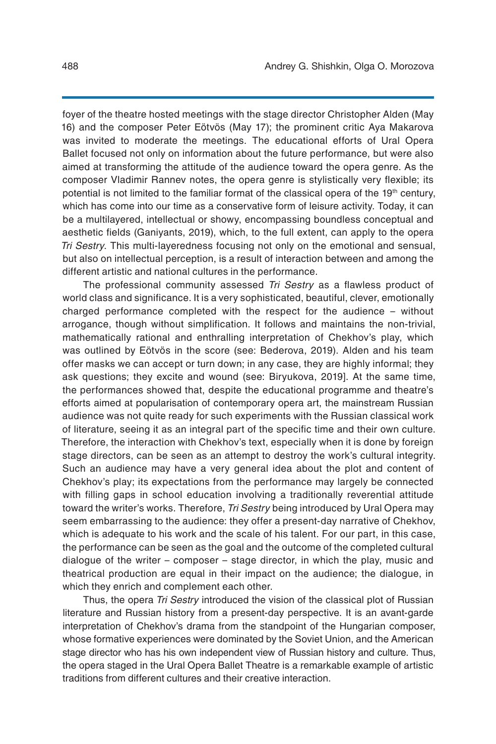foyer of the theatre hosted meetings with the stage director Christopher Alden (May 16) and the composer Peter Eötvös (May 17); the prominent critic Aya Makarova was invited to moderate the meetings. The educational efforts of Ural Opera Ballet focused not only on information about the future performance, but were also aimed at transforming the attitude of the audience toward the opera genre. As the composer Vladimir Rannev notes, the opera genre is stylistically very flexible; its potential is not limited to the familiar format of the classical opera of the 19th century, which has come into our time as a conservative form of leisure activity. Today, it can be a multilayered, intellectual or showy, encompassing boundless conceptual and aesthetic fields (Ganiyants, 2019), which, to the full extent, can apply to the opera *Tri Sestry*. This multi-layeredness focusing not only on the emotional and sensual, but also on intellectual perception, is a result of interaction between and among the different artistic and national cultures in the performance.

The professional community assessed *Tri Sestry* as a flawless product of world class and significance. It is a very sophisticated, beautiful, clever, emotionally charged performance completed with the respect for the audience – without arrogance, though without simplification. It follows and maintains the non-trivial, mathematically rational and enthralling interpretation of Chekhov's play, which was outlined by Eötvös in the score (see: Bederova, 2019). Alden and his team offer masks we can accept or turn down; in any case, they are highly informal; they ask questions; they excite and wound (see: Biryukova, 2019]. At the same time, the performances showed that, despite the educational programme and theatre's efforts aimed at popularisation of contemporary opera art, the mainstream Russian audience was not quite ready for such experiments with the Russian classical work of literature, seeing it as an integral part of the specific time and their own culture. Therefore, the interaction with Chekhov's text, especially when it is done by foreign stage directors, can be seen as an attempt to destroy the work's cultural integrity. Such an audience may have a very general idea about the plot and content of Chekhov's play; its expectations from the performance may largely be connected with filling gaps in school education involving a traditionally reverential attitude toward the writer's works. Therefore, *Tri Sestry* being introduced by Ural Opera may seem embarrassing to the audience: they offer a present-day narrative of Chekhov, which is adequate to his work and the scale of his talent. For our part, in this case, the performance can be seen as the goal and the outcome of the completed cultural dialogue of the writer – composer – stage director, in which the play, music and theatrical production are equal in their impact on the audience; the dialogue, in which they enrich and complement each other.

Thus, the opera *Tri Sestry* introduced the vision of the classical plot of Russian literature and Russian history from a present-day perspective. It is an avant-garde interpretation of Chekhov's drama from the standpoint of the Hungarian composer, whose formative experiences were dominated by the Soviet Union, and the American stage director who has his own independent view of Russian history and culture. Thus, the opera staged in the Ural Opera Ballet Theatre is a remarkable example of artistic traditions from different cultures and their creative interaction.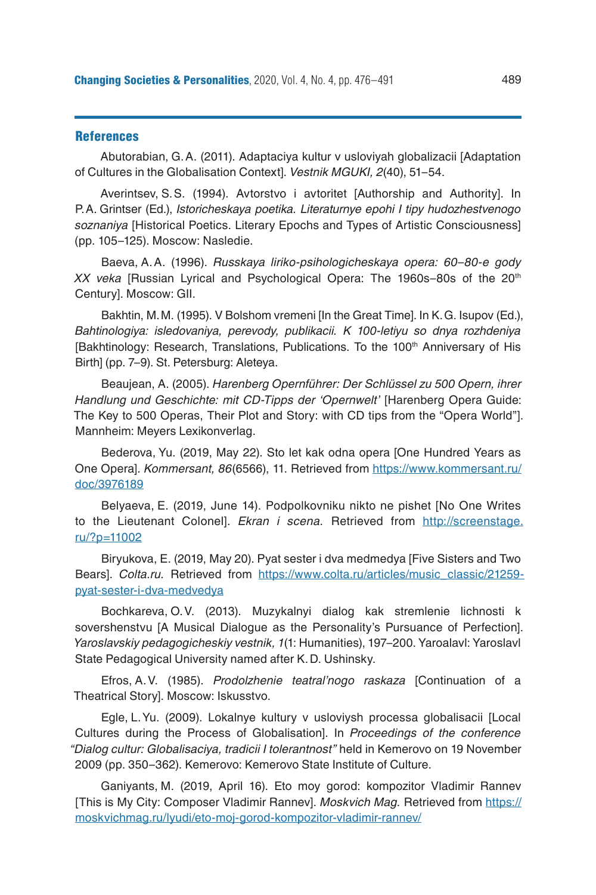## References

Abutorabian, G. A. (2011). Adaptaciya kultur v usloviyah globalizacii [Adaptation of Cultures in the Globalisation Context]. *Vestnik MGUKI, 2*(40), 51–54.

Averintsev, S. S. (1994). Avtorstvo i avtoritet [Authorship and Authority]. In P. A. Grintser (Ed.), *Istoricheskaya poetika. Literaturnye epohi I tipy hudozhestvenogo soznaniya* [Historical Poetics. Literary Epochs and Types of Artistic Consciousness] (pp. 105–125). Moscow: Nasledie.

Baeva, A. A. (1996). *Russkaya liriko-psihologicheskaya opera: 60–80-e gody XX veka* [Russian Lyrical and Psychological Opera: The 1960s–80s of the 20th Century]. Moscow: GII.

Bakhtin, M. M. (1995). V Bolshom vremeni [In the Great Time]. In K. G. Isupov (Ed.), *Bahtinologiya: isledovaniya, perevody, publikacii. K 100-letiyu so dnya rozhdeniya* [Bakhtinology: Research, Translations, Publications. To the 100th Anniversary of His Birth] (pp. 7–9). St. Petersburg: Aleteya.

Beaujean, A. (2005). *Harenberg Opernführer: Der Schlüssel zu 500 Opern, ihrer Handlung und Geschichte: mit CD-Tipps der 'Opernwelt'* [Harenberg Opera Guide: The Key to 500 Operas, Their Plot and Story: with CD tips from the "Opera World"]. Mannheim: Meyers Lexikonverlag.

Bederova, Yu. (2019, May 22). Sto let kak odna opera [One Hundred Years as One Opera]. *Kommersant, 86*(6566), 11. Retrieved from https://www.kommersant.ru/doc/3976189

Belyaeva, E. (2019, June 14). Podpolkovniku nikto ne pishet [No One Writes to the Lieutenant Colonel]. *Ekran i scena*. Retrieved from http://screenstage.ru/?p=11002

Biryukova, E. (2019, May 20). Pyat sester i dva medmedya [Five Sisters and Two Bears]. *Colta.ru.* Retrieved from https://www.colta.ru/articles/music_classic/21259-pyat-sester-i-dva-medvedya

Bochkareva, O. V. (2013). Muzykalnyi dialog kak stremlenie lichnosti k sovershenstvu [A Musical Dialogue as the Personality's Pursuance of Perfection]. *Yaroslavskiy pedagogicheskiy vestnik, 1*(1: Humanities), 197–200. Yaroalavl: Yaroslavl State Pedagogical University named after K. D. Ushinsky.

Efros, A. V. (1985). *Prodolzhenie teatral'nogo raskaza* [Continuation of a Theatrical Story]. Moscow: Iskusstvo.

Egle, L. Yu. (2009). Lokalnye kultury v usloviysh processa globalisacii [Local Cultures during the Process of Globalisation]. In *Proceedings of the conference "Dialog cultur: Globalisaciya, tradicii I tolerantnost"* held in Kemerovo on 19 November 2009 (pp. 350–362). Kemerovo: Kemerovo State Institute of Culture.

Ganiyants, M. (2019, April 16). Eto moy gorod: kompozitor Vladimir Rannev [This is My City: Composer Vladimir Rannev]. *Moskvich Mag.* Retrieved from https://moskvichmag.ru/lyudi/eto-moj-gorod-kompozitor-vladimir-rannev/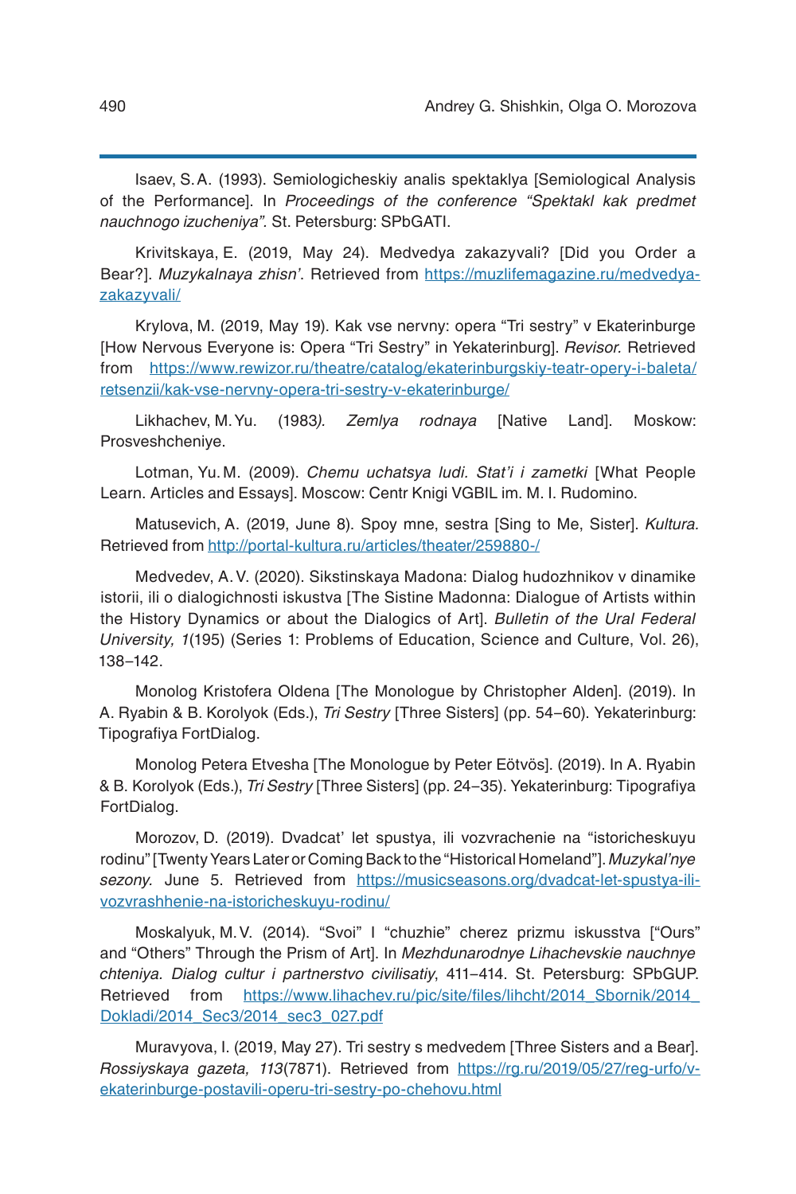Isaev, S. A. (1993). Semiologicheskiy analis spektaklya [Semiological Analysis of the Performance]. In *Proceedings of the conference "Spektakl kak predmet nauchnogo izucheniya"*. St. Petersburg: SPbGATI.

Krivitskaya, E. (2019, May 24). Medvedya zakazyvali? [Did you Order a Bear?]. *Muzykalnaya zhisn'*. Retrieved from https://muzlifemagazine.ru/medvedya-zakazyvali/

Krylova, M. (2019, May 19). Kak vse nervny: opera "Tri sestry" v Ekaterinburge [How Nervous Everyone is: Opera "Tri Sestry" in Yekaterinburg]. *Revisor.* Retrieved from https://www.rewizor.ru/theatre/catalog/ekaterinburgskiy-teatr-opery-i-baleta/retsenzii/kak-vse-nervny-opera-tri-sestry-v-ekaterinburge/

Likhachev, M. Yu. (1983). *Zemlya rodnaya* [Native Land]. Moskow: Prosveshcheniye.

Lotman, Yu. M. (2009). *Chemu uchatsya ludi. Stat'i i zametki* [What People Learn. Articles and Essays]. Moscow: Centr Knigi VGBIL im. M. I. Rudomino.

Matusevich, A. (2019, June 8). Spoy mne, sestra [Sing to Me, Sister]. *Kultura.* Retrieved from http://portal-kultura.ru/articles/theater/259880-/

Medvedev, A. V. (2020). Sikstinskaya Madona: Dialog hudozhnikov v dinamike istorii, ili o dialogichnosti iskustva [The Sistine Madonna: Dialogue of Artists within the History Dynamics or about the Dialogics of Art]. *Bulletin of the Ural Federal University, 1*(195) (Series 1: Problems of Education, Science and Culture, Vol. 26), 138–142.

Monolog Kristofera Oldena [The Monologue by Christopher Alden]. (2019). In A. Ryabin & B. Korolyok (Eds.), *Tri Sestry* [Three Sisters] (pp. 54–60). Yekaterinburg: Tipografiya FortDialog.

Monolog Petera Etvesha [The Monologue by Peter Eötvös]. (2019). In A. Ryabin & B. Korolyok (Eds.), *Tri Sestry* [Three Sisters] (pp. 24–35). Yekaterinburg: Tipografiya FortDialog.

Morozov, D. (2019). Dvadcat' let spustya, ili vozvrachenie na "istoricheskuyu rodinu" [Twenty Years Later or Coming Back to the "Historical Homeland"]. *Muzykal'nye sezony.* June 5. Retrieved from https://musicseasons.org/dvadcat-let-spustya-ili-vozvrashhenie-na-istoricheskuyu-rodinu/

Moskalyuk, M. V. (2014). "Svoi" I "chuzhie" cherez prizmu iskusstva ["Ours" and "Others" Through the Prism of Art]. In *Mezhdunarodnye Lihachevskie nauchnye chteniya. Dialog cultur i partnerstvo civilisatiy*, 411–414. St. Petersburg: SPbGUP. Retrieved from https://www.lihachev.ru/pic/site/files/lihcht/2014_Sbornik/2014_Dokladi/2014_Sec3/2014_sec3_027.pdf

Muravyova, I. (2019, May 27). Tri sestry s medvedem [Three Sisters and a Bear]. *Rossiyskaya gazeta, 113*(7871). Retrieved from https://rg.ru/2019/05/27/reg-urfo/v-ekaterinburge-postavili-operu-tri-sestry-po-chehovu.html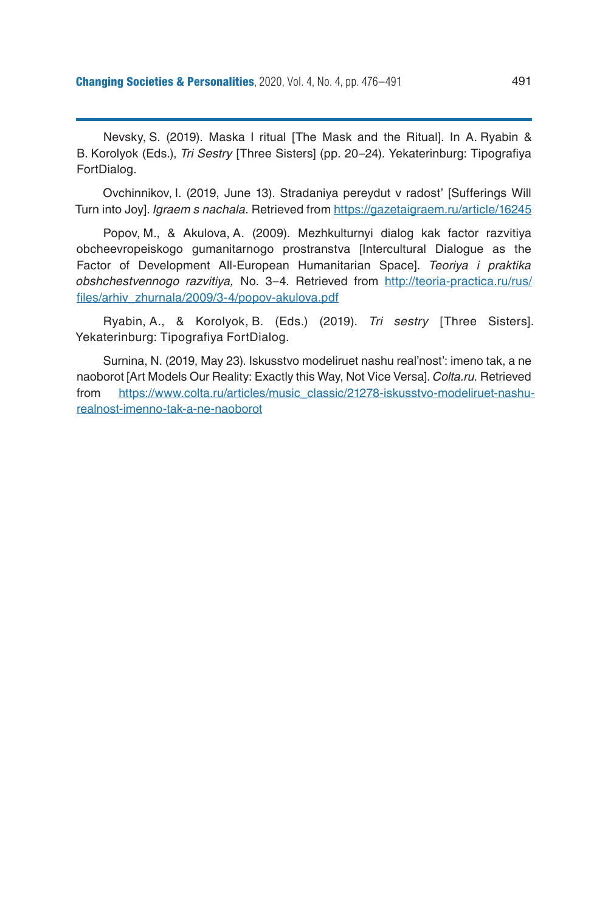Nevsky, S. (2019). Maska I ritual [The Mask and the Ritual]. In A. Ryabin & B. Korolyok (Eds.), *Tri Sestry* [Three Sisters] (pp. 20–24). Yekaterinburg: Tipografiya FortDialog.

Ovchinnikov, I. (2019, June 13). Stradaniya pereydut v radost' [Sufferings Will Turn into Joy]. *Igraem s nachala*. Retrieved from https://gazetaigraem.ru/article/16245

Popov, M., & Akulova, A. (2009). Mezhkulturnyi dialog kak factor razvitiya obcheevropeiskogo gumanitarnogo prostranstva [Intercultural Dialogue as the Factor of Development All-European Humanitarian Space]. *Teoriya i praktika obshchestvennogo razvitiya,* No. 3–4. Retrieved from http://teoria-practica.ru/rus/files/arhiv_zhurnala/2009/3-4/popov-akulova.pdf

Ryabin, A., & Korolyok, B. (Eds.) (2019). *Tri sestry* [Three Sisters]. Yekaterinburg: Tipografiya FortDialog.

Surnina, N. (2019, May 23). Iskusstvo modeliruet nashu real'nost': imeno tak, a ne naoborot [Art Models Our Reality: Exactly this Way, Not Vice Versa]. *Colta.ru.* Retrieved from https://www.colta.ru/articles/music_classic/21278-iskusstvo-modeliruet-nashu-realnost-imenno-tak-a-ne-naoborot